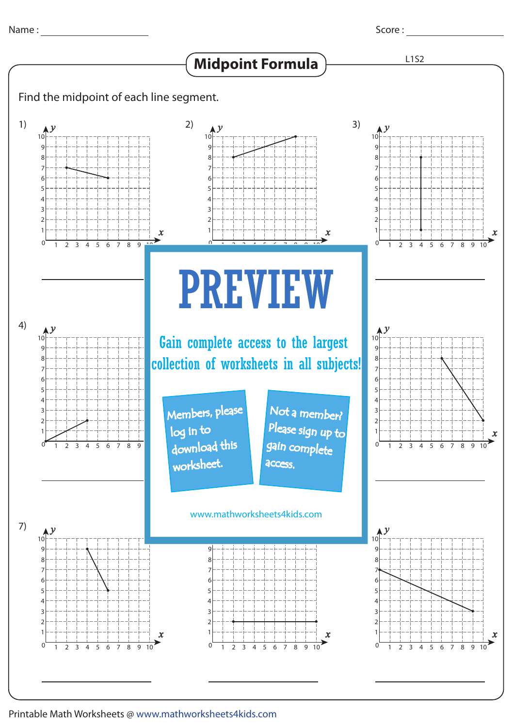Name : ____________________ Score : ____________________

# Midpoint Formula

L1S2

Find the midpoint of each line segment.

1) ____________________

2) ____________________

3) ____________________

4) ____________________

6) ____________________

7) ____________________

8) ____________________

9) ____________________

**PREVIEW**

Gain complete access to the largest collection of worksheets in all subjects!

Members, please log in to download this worksheet.

Not a member? Please sign up to gain complete access.

www.mathworksheets4kids.com

Printable Math Worksheets @ www.mathworksheets4kids.com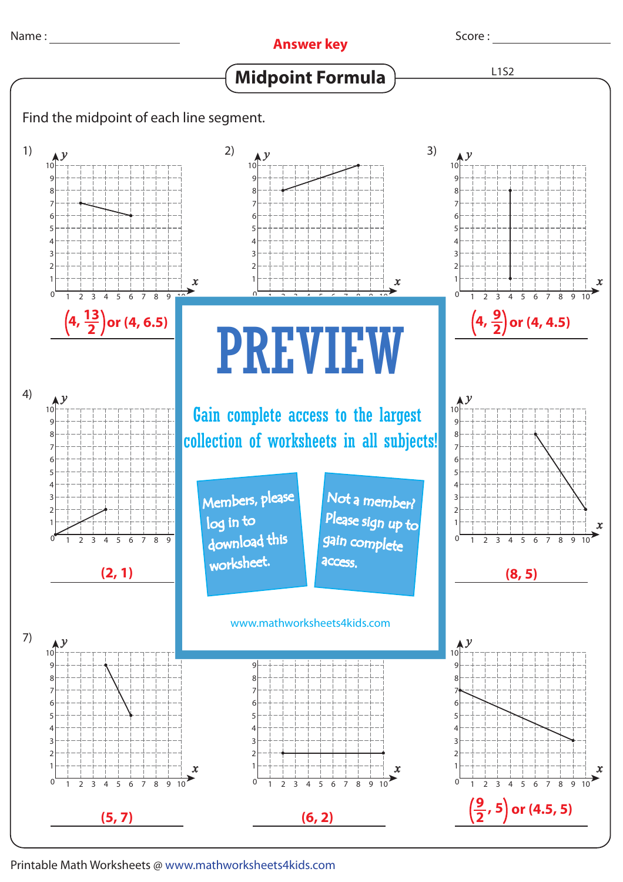Name : 

**Answer key**

Score : 

# Midpoint Formula

L1S2

Find the midpoint of each line segment.

1) $\left(4, \frac{13}{2}\right)$ or $(4, 6.5)$

2)

3) $\left(4, \frac{9}{2}\right)$ or $(4, 4.5)$

4) $(2, 1)$

5)

6) $(8, 5)$

7) $(5, 7)$

8) $(6, 2)$

9) $\left(\frac{9}{2}, 5\right)$ or $(4.5, 5)$

PREVIEW

Gain complete access to the largest collection of worksheets in all subjects!

Members, please log in to download this worksheet.

Not a member? Please sign up to gain complete access.

www.mathworksheets4kids.com

Printable Math Worksheets @ www.mathworksheets4kids.com